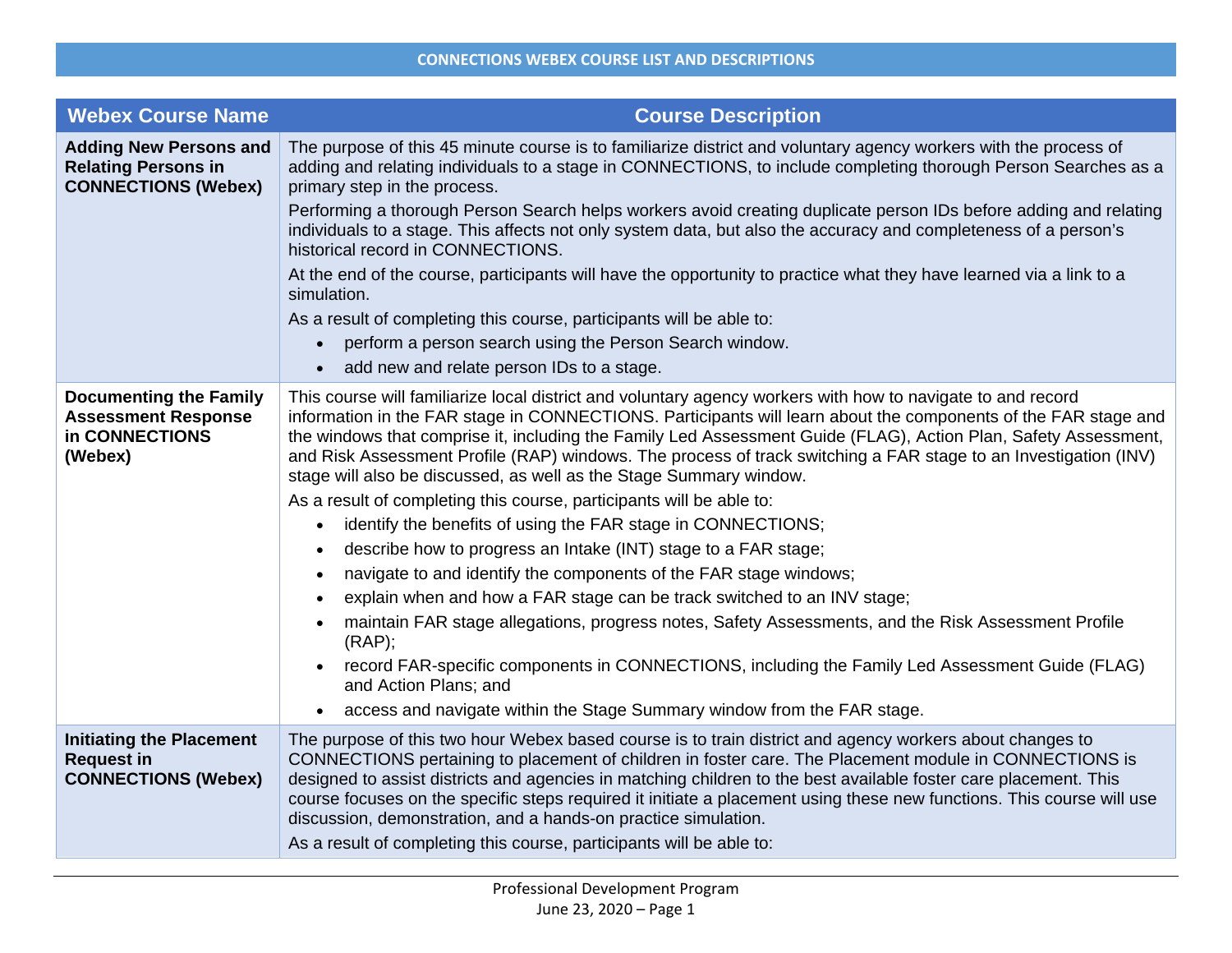## CONNECTIONS WEBEX COURSE LIST AND DESCRIPTIONS

| Webex Course Name | Course Description |
|---|---|
| **Adding New Persons and Relating Persons in CONNECTIONS (Webex)** | The purpose of this 45 minute course is to familiarize district and voluntary agency workers with the process of adding and relating individuals to a stage in CONNECTIONS, to include completing thorough Person Searches as a primary step in the process.<br><br>Performing a thorough Person Search helps workers avoid creating duplicate person IDs before adding and relating individuals to a stage. This affects not only system data, but also the accuracy and completeness of a person's historical record in CONNECTIONS.<br><br>At the end of the course, participants will have the opportunity to practice what they have learned via a link to a simulation.<br><br>As a result of completing this course, participants will be able to:<br>• perform a person search using the Person Search window.<br>• add new and relate person IDs to a stage. |
| **Documenting the Family Assessment Response in CONNECTIONS (Webex)** | This course will familiarize local district and voluntary agency workers with how to navigate to and record information in the FAR stage in CONNECTIONS. Participants will learn about the components of the FAR stage and the windows that comprise it, including the Family Led Assessment Guide (FLAG), Action Plan, Safety Assessment, and Risk Assessment Profile (RAP) windows. The process of track switching a FAR stage to an Investigation (INV) stage will also be discussed, as well as the Stage Summary window.<br><br>As a result of completing this course, participants will be able to:<br>• identify the benefits of using the FAR stage in CONNECTIONS;<br>• describe how to progress an Intake (INT) stage to a FAR stage;<br>• navigate to and identify the components of the FAR stage windows;<br>• explain when and how a FAR stage can be track switched to an INV stage;<br>• maintain FAR stage allegations, progress notes, Safety Assessments, and the Risk Assessment Profile (RAP);<br>• record FAR-specific components in CONNECTIONS, including the Family Led Assessment Guide (FLAG) and Action Plans; and<br>• access and navigate within the Stage Summary window from the FAR stage. |
| **Initiating the Placement Request in CONNECTIONS (Webex)** | The purpose of this two hour Webex based course is to train district and agency workers about changes to CONNECTIONS pertaining to placement of children in foster care. The Placement module in CONNECTIONS is designed to assist districts and agencies in matching children to the best available foster care placement. This course focuses on the specific steps required it initiate a placement using these new functions. This course will use discussion, demonstration, and a hands-on practice simulation.<br><br>As a result of completing this course, participants will be able to: |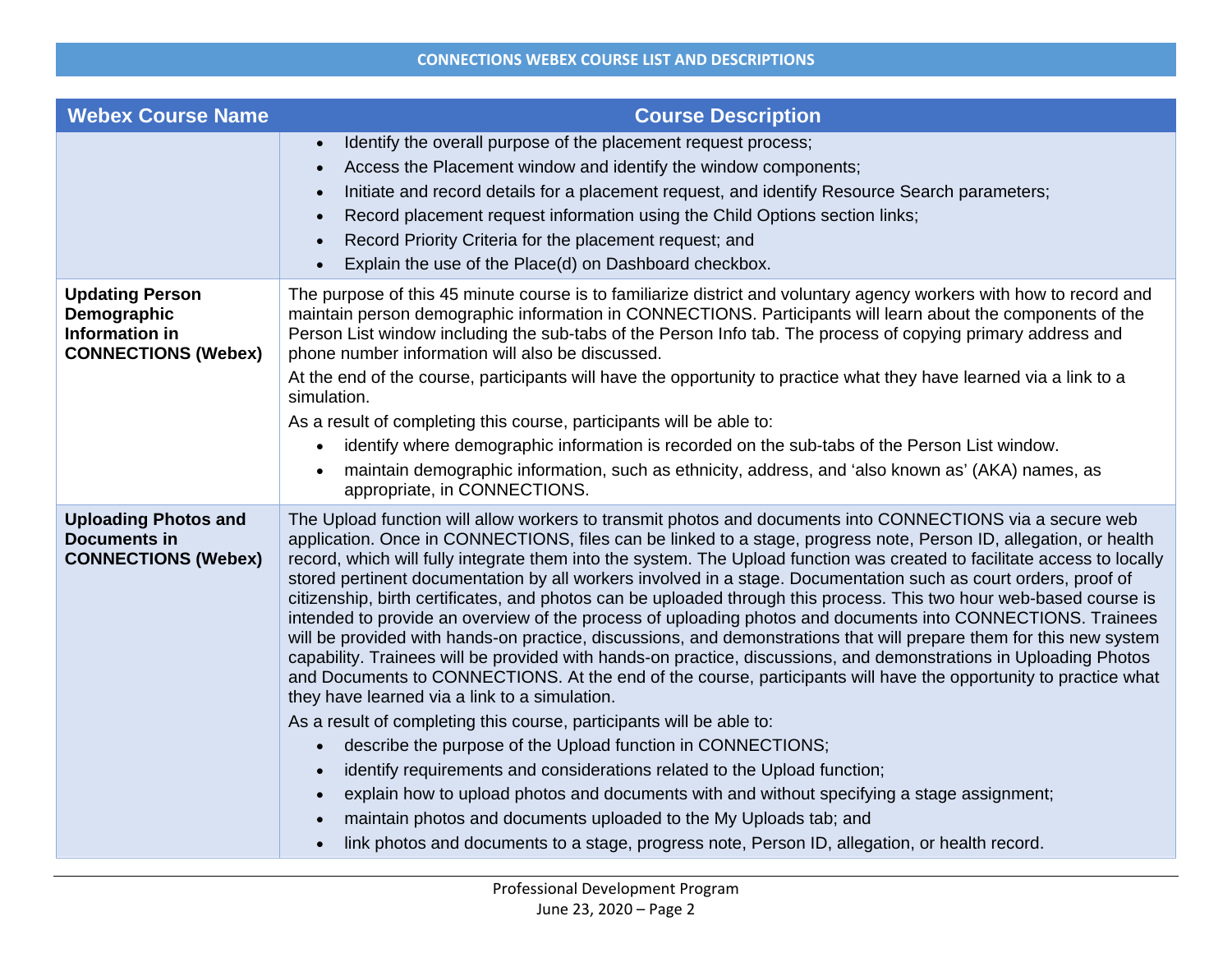| Webex Course Name | Course Description |
|---|---|
| | • Identify the overall purpose of the placement request process;<br>• Access the Placement window and identify the window components;<br>• Initiate and record details for a placement request, and identify Resource Search parameters;<br>• Record placement request information using the Child Options section links;<br>• Record Priority Criteria for the placement request; and<br>• Explain the use of the Place(d) on Dashboard checkbox. |
| **Updating Person Demographic Information in CONNECTIONS (Webex)** | The purpose of this 45 minute course is to familiarize district and voluntary agency workers with how to record and maintain person demographic information in CONNECTIONS. Participants will learn about the components of the Person List window including the sub-tabs of the Person Info tab. The process of copying primary address and phone number information will also be discussed.<br>At the end of the course, participants will have the opportunity to practice what they have learned via a link to a simulation.<br>As a result of completing this course, participants will be able to:<br>• identify where demographic information is recorded on the sub-tabs of the Person List window.<br>• maintain demographic information, such as ethnicity, address, and 'also known as' (AKA) names, as appropriate, in CONNECTIONS. |
| **Uploading Photos and Documents in CONNECTIONS (Webex)** | The Upload function will allow workers to transmit photos and documents into CONNECTIONS via a secure web application. Once in CONNECTIONS, files can be linked to a stage, progress note, Person ID, allegation, or health record, which will fully integrate them into the system. The Upload function was created to facilitate access to locally stored pertinent documentation by all workers involved in a stage. Documentation such as court orders, proof of citizenship, birth certificates, and photos can be uploaded through this process. This two hour web-based course is intended to provide an overview of the process of uploading photos and documents into CONNECTIONS. Trainees will be provided with hands-on practice, discussions, and demonstrations that will prepare them for this new system capability. Trainees will be provided with hands-on practice, discussions, and demonstrations in Uploading Photos and Documents to CONNECTIONS. At the end of the course, participants will have the opportunity to practice what they have learned via a link to a simulation.<br>As a result of completing this course, participants will be able to:<br>• describe the purpose of the Upload function in CONNECTIONS;<br>• identify requirements and considerations related to the Upload function;<br>• explain how to upload photos and documents with and without specifying a stage assignment;<br>• maintain photos and documents uploaded to the My Uploads tab; and<br>• link photos and documents to a stage, progress note, Person ID, allegation, or health record. |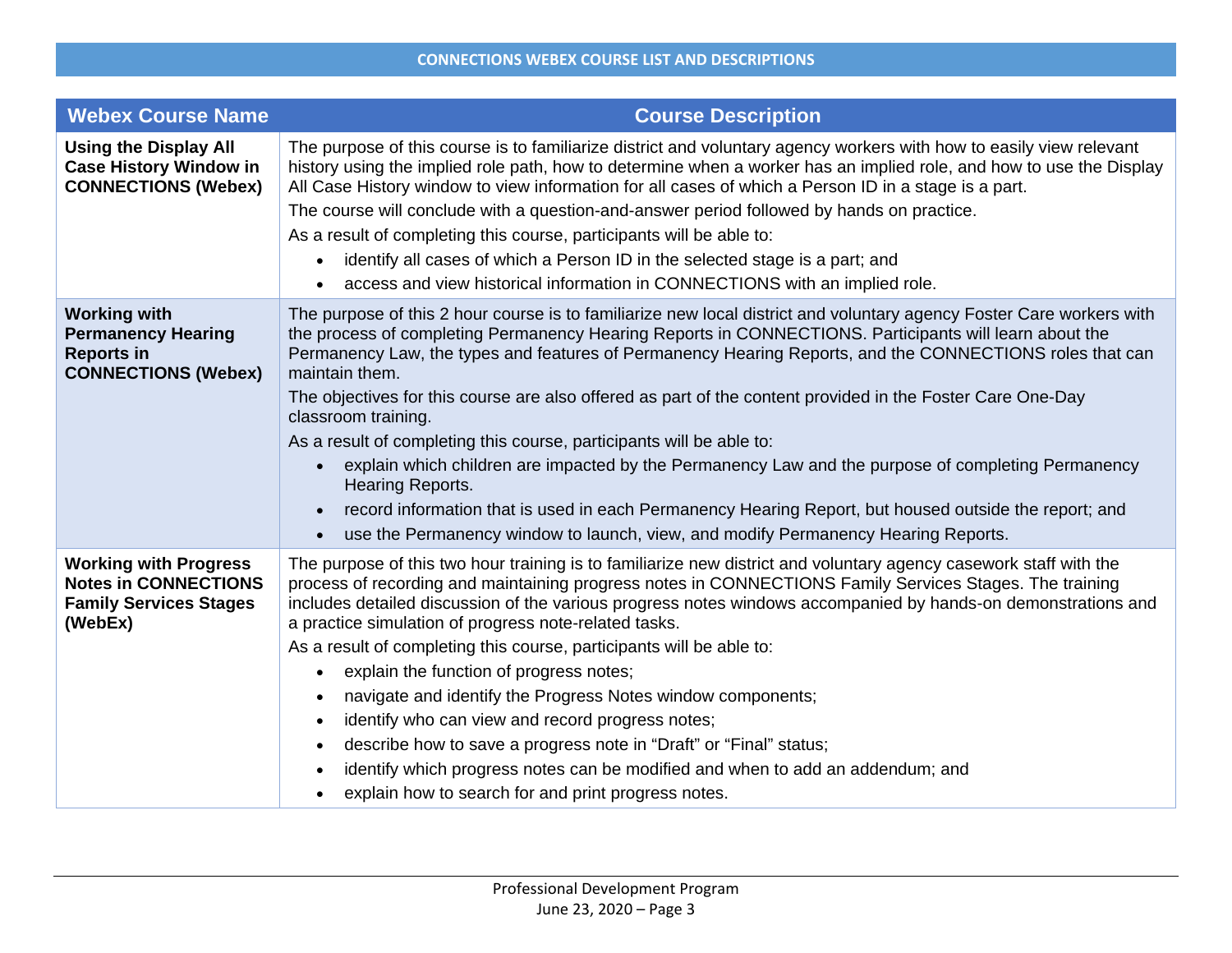| Webex Course Name | Course Description |
|---|---|
| **Using the Display All Case History Window in CONNECTIONS (Webex)** | The purpose of this course is to familiarize district and voluntary agency workers with how to easily view relevant history using the implied role path, how to determine when a worker has an implied role, and how to use the Display All Case History window to view information for all cases of which a Person ID in a stage is a part.<br>The course will conclude with a question-and-answer period followed by hands on practice.<br>As a result of completing this course, participants will be able to:<br>• identify all cases of which a Person ID in the selected stage is a part; and<br>• access and view historical information in CONNECTIONS with an implied role. |
| **Working with Permanency Hearing Reports in CONNECTIONS (Webex)** | The purpose of this 2 hour course is to familiarize new local district and voluntary agency Foster Care workers with the process of completing Permanency Hearing Reports in CONNECTIONS. Participants will learn about the Permanency Law, the types and features of Permanency Hearing Reports, and the CONNECTIONS roles that can maintain them.<br>The objectives for this course are also offered as part of the content provided in the Foster Care One-Day classroom training.<br>As a result of completing this course, participants will be able to:<br>• explain which children are impacted by the Permanency Law and the purpose of completing Permanency Hearing Reports.<br>• record information that is used in each Permanency Hearing Report, but housed outside the report; and<br>• use the Permanency window to launch, view, and modify Permanency Hearing Reports. |
| **Working with Progress Notes in CONNECTIONS Family Services Stages (WebEx)** | The purpose of this two hour training is to familiarize new district and voluntary agency casework staff with the process of recording and maintaining progress notes in CONNECTIONS Family Services Stages. The training includes detailed discussion of the various progress notes windows accompanied by hands-on demonstrations and a practice simulation of progress note-related tasks.<br>As a result of completing this course, participants will be able to:<br>• explain the function of progress notes;<br>• navigate and identify the Progress Notes window components;<br>• identify who can view and record progress notes;<br>• describe how to save a progress note in "Draft" or "Final" status;<br>• identify which progress notes can be modified and when to add an addendum; and<br>• explain how to search for and print progress notes. |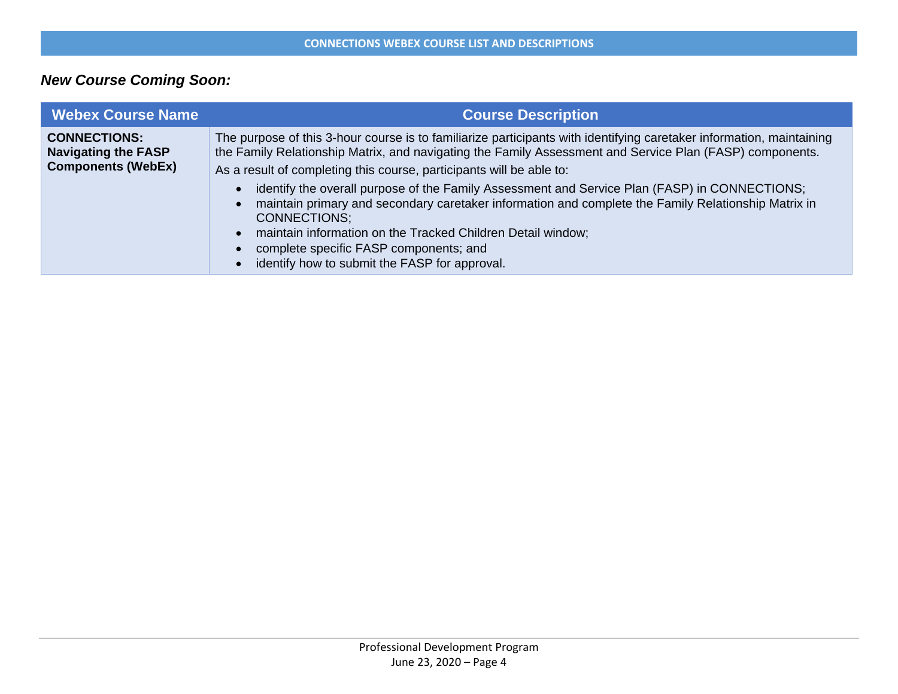### *New Course Coming Soon:*

| Webex Course Name | Course Description |
| --- | --- |
| **CONNECTIONS: Navigating the FASP Components (WebEx)** | The purpose of this 3-hour course is to familiarize participants with identifying caretaker information, maintaining the Family Relationship Matrix, and navigating the Family Assessment and Service Plan (FASP) components.<br>As a result of completing this course, participants will be able to:<br>• identify the overall purpose of the Family Assessment and Service Plan (FASP) in CONNECTIONS;<br>• maintain primary and secondary caretaker information and complete the Family Relationship Matrix in CONNECTIONS;<br>• maintain information on the Tracked Children Detail window;<br>• complete specific FASP components; and<br>• identify how to submit the FASP for approval. |